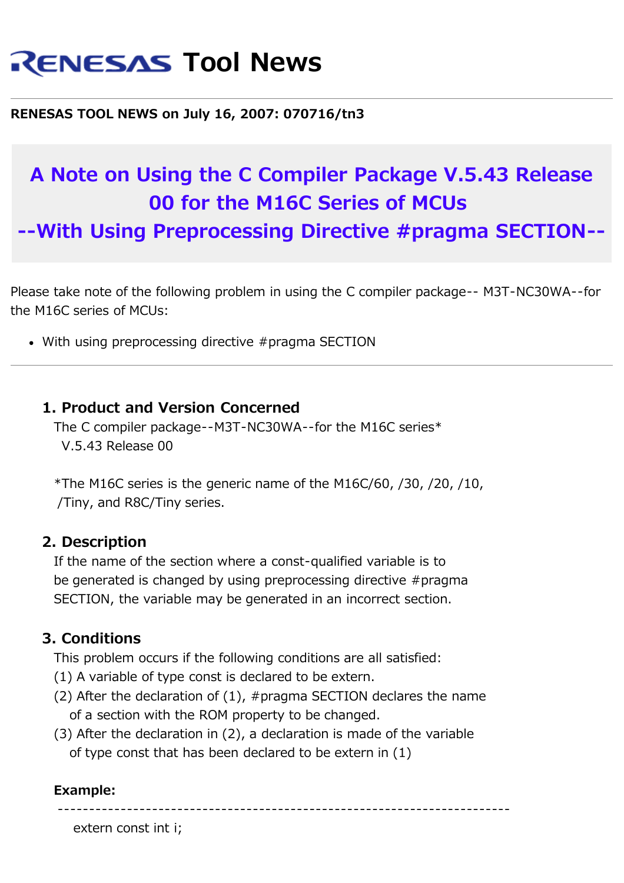# RENESAS Tool News

**RENESAS TOOL NEWS on July 16, 2007: 070716/tn3**

## A Note on Using the C Compiler Package V.5.43 Release 00 for the M16C Series of MCUs --With Using Preprocessing Directive #pragma SECTION--

Please take note of the following problem in using the C compiler package-- M3T-NC30WA--for the M16C series of MCUs:

- With using preprocessing directive #pragma SECTION

---

### 1. Product and Version Concerned

The C compiler package--M3T-NC30WA--for the M16C series*
V.5.43 Release 00

*The M16C series is the generic name of the M16C/60, /30, /20, /10, /Tiny, and R8C/Tiny series.

### 2. Description

If the name of the section where a const-qualified variable is to be generated is changed by using preprocessing directive #pragma SECTION, the variable may be generated in an incorrect section.

### 3. Conditions

This problem occurs if the following conditions are all satisfied:

(1) A variable of type const is declared to be extern.
(2) After the declaration of (1), #pragma SECTION declares the name of a section with the ROM property to be changed.
(3) After the declaration in (2), a declaration is made of the variable of type const that has been declared to be extern in (1)

**Example:**

```
-----------------------------------------------------------------------
  extern const int i;
```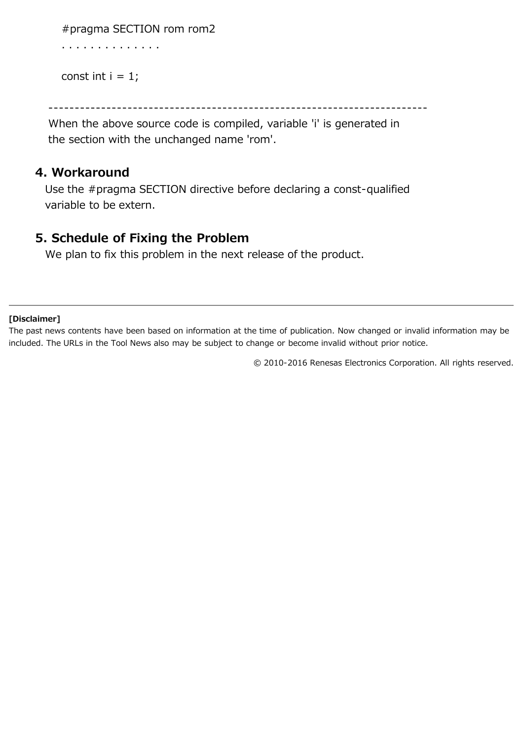```
#pragma SECTION rom rom2
. . . . . . . . . . . . . .

const int i = 1;
```

----------------------------------------------------------------------

When the above source code is compiled, variable 'i' is generated in the section with the unchanged name 'rom'.

## 4. Workaround

Use the #pragma SECTION directive before declaring a const-qualified variable to be extern.

## 5. Schedule of Fixing the Problem

We plan to fix this problem in the next release of the product.

---

**[Disclaimer]**

The past news contents have been based on information at the time of publication. Now changed or invalid information may be included. The URLs in the Tool News also may be subject to change or become invalid without prior notice.

© 2010-2016 Renesas Electronics Corporation. All rights reserved.